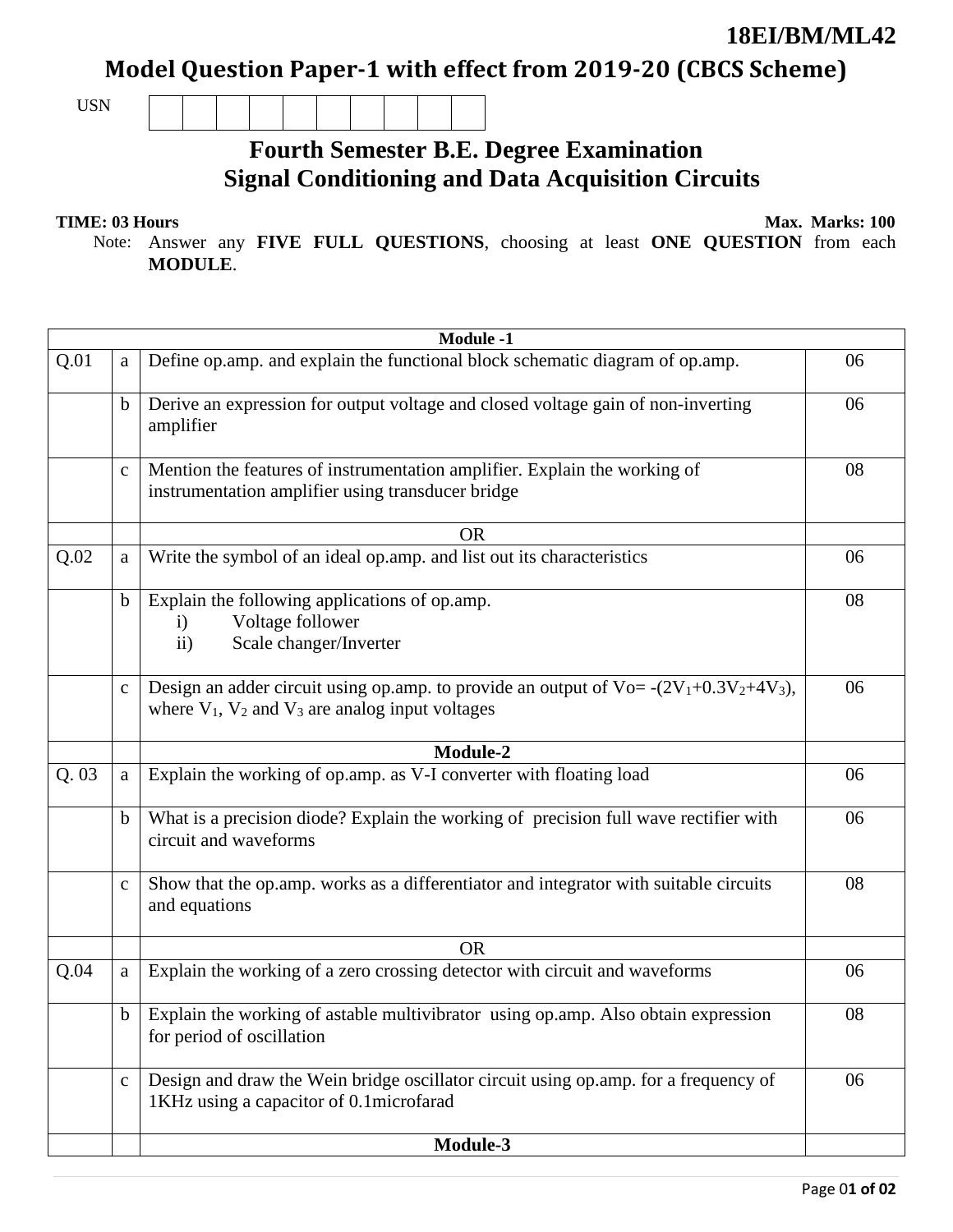18EI/BM/ML42

# Model Question Paper-1 with effect from 2019-20 (CBCS Scheme)

USN

## Fourth Semester B.E. Degree Examination
## Signal Conditioning and Data Acquisition Circuits

**TIME: 03 Hours** **Max. Marks: 100**

Note: Answer any **FIVE FULL QUESTIONS**, choosing at least **ONE QUESTION** from each **MODULE**.

| | | **Module -1** | |
|---|---|---|---|
| Q.01 | a | Define op.amp. and explain the functional block schematic diagram of op.amp. | 06 |
| | b | Derive an expression for output voltage and closed voltage gain of non-inverting amplifier | 06 |
| | c | Mention the features of instrumentation amplifier. Explain the working of instrumentation amplifier using transducer bridge | 08 |
| | | OR | |
| Q.02 | a | Write the symbol of an ideal op.amp. and list out its characteristics | 06 |
| | b | Explain the following applications of op.amp.<br>i) Voltage follower<br>ii) Scale changer/Inverter | 08 |
| | c | Design an adder circuit using op.amp. to provide an output of $V_o = -(2V_1+0.3V_2+4V_3)$, where $V_1$, $V_2$ and $V_3$ are analog input voltages | 06 |
| | | **Module-2** | |
| Q. 03 | a | Explain the working of op.amp. as V-I converter with floating load | 06 |
| | b | What is a precision diode? Explain the working of precision full wave rectifier with circuit and waveforms | 06 |
| | c | Show that the op.amp. works as a differentiator and integrator with suitable circuits and equations | 08 |
| | | OR | |
| Q.04 | a | Explain the working of a zero crossing detector with circuit and waveforms | 06 |
| | b | Explain the working of astable multivibrator using op.amp. Also obtain expression for period of oscillation | 08 |
| | c | Design and draw the Wein bridge oscillator circuit using op.amp. for a frequency of 1KHz using a capacitor of 0.1microfarad | 06 |
| | | **Module-3** | |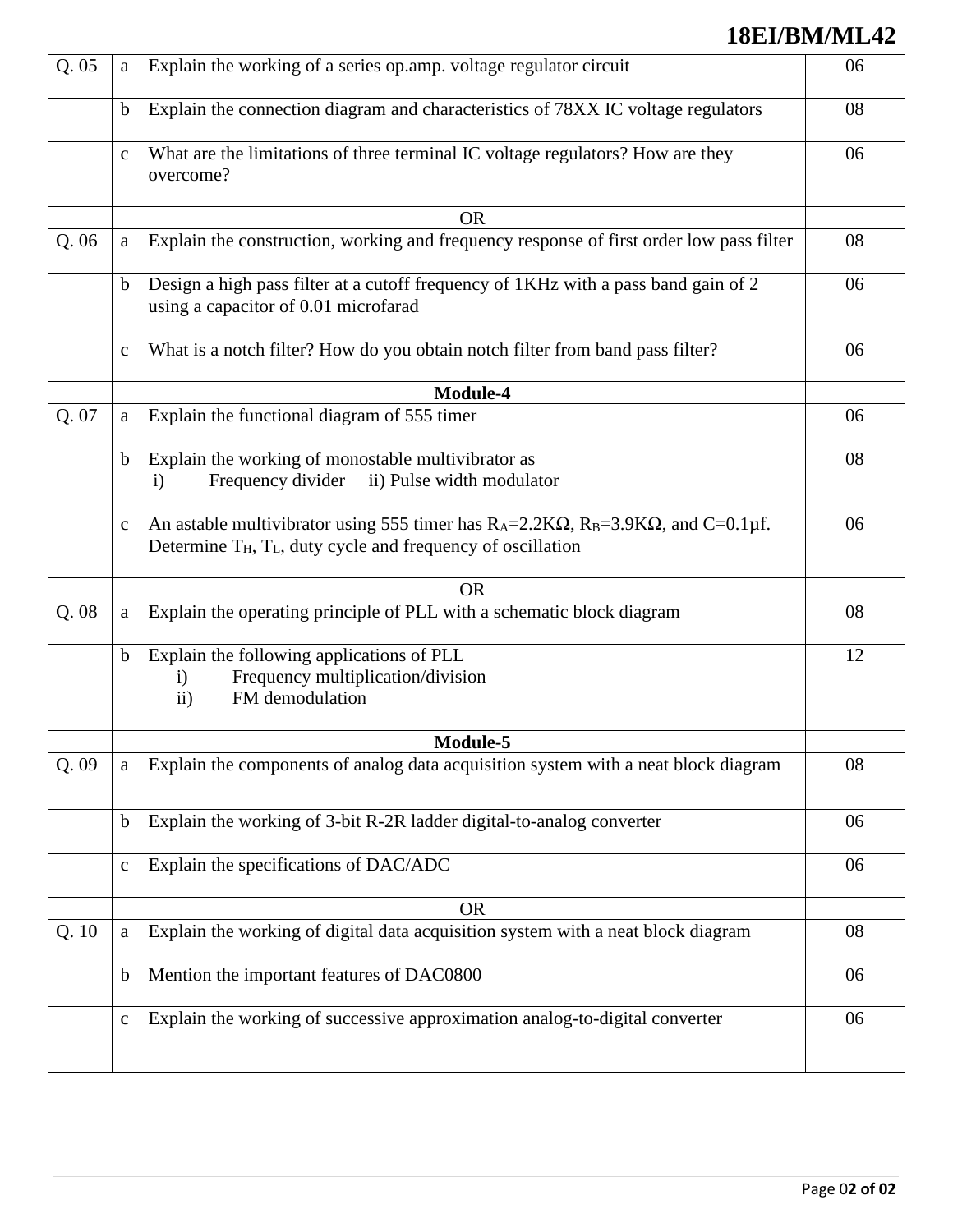| | | | |
|---|---|---|---|
| Q. 05 | a | Explain the working of a series op.amp. voltage regulator circuit | 06 |
| | b | Explain the connection diagram and characteristics of 78XX IC voltage regulators | 08 |
| | c | What are the limitations of three terminal IC voltage regulators? How are they overcome? | 06 |
| | | OR | |
| Q. 06 | a | Explain the construction, working and frequency response of first order low pass filter | 08 |
| | b | Design a high pass filter at a cutoff frequency of 1KHz with a pass band gain of 2 using a capacitor of 0.01 microfarad | 06 |
| | c | What is a notch filter? How do you obtain notch filter from band pass filter? | 06 |
| | | **Module-4** | |
| Q. 07 | a | Explain the functional diagram of 555 timer | 06 |
| | b | Explain the working of monostable multivibrator as i) Frequency divider ii) Pulse width modulator | 08 |
| | c | An astable multivibrator using 555 timer has $R_A$=2.2KΩ, $R_B$=3.9KΩ, and C=0.1µf. Determine $T_H$, $T_L$, duty cycle and frequency of oscillation | 06 |
| | | OR | |
| Q. 08 | a | Explain the operating principle of PLL with a schematic block diagram | 08 |
| | b | Explain the following applications of PLL i) Frequency multiplication/division ii) FM demodulation | 12 |
| | | **Module-5** | |
| Q. 09 | a | Explain the components of analog data acquisition system with a neat block diagram | 08 |
| | b | Explain the working of 3-bit R-2R ladder digital-to-analog converter | 06 |
| | c | Explain the specifications of DAC/ADC | 06 |
| | | OR | |
| Q. 10 | a | Explain the working of digital data acquisition system with a neat block diagram | 08 |
| | b | Mention the important features of DAC0800 | 06 |
| | c | Explain the working of successive approximation analog-to-digital converter | 06 |